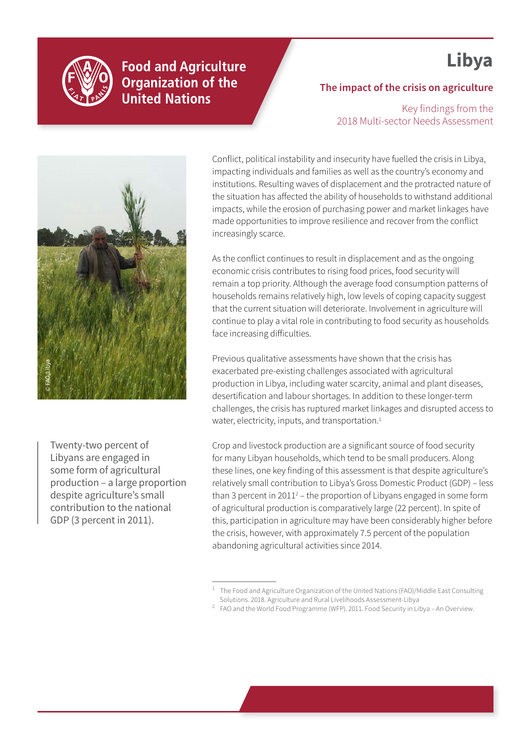Food and Agriculture Organization of the United Nations

# Libya

## The impact of the crisis on agriculture

Key findings from the 2018 Multi-sector Needs Assessment

© FAO/Libya

> Twenty-two percent of Libyans are engaged in some form of agricultural production – a large proportion despite agriculture's small contribution to the national GDP (3 percent in 2011).

Conflict, political instability and insecurity have fuelled the crisis in Libya, impacting individuals and families as well as the country's economy and institutions. Resulting waves of displacement and the protracted nature of the situation has affected the ability of households to withstand additional impacts, while the erosion of purchasing power and market linkages have made opportunities to improve resilience and recover from the conflict increasingly scarce.

As the conflict continues to result in displacement and as the ongoing economic crisis contributes to rising food prices, food security will remain a top priority. Although the average food consumption patterns of households remains relatively high, low levels of coping capacity suggest that the current situation will deteriorate. Involvement in agriculture will continue to play a vital role in contributing to food security as households face increasing difficulties.

Previous qualitative assessments have shown that the crisis has exacerbated pre-existing challenges associated with agricultural production in Libya, including water scarcity, animal and plant diseases, desertification and labour shortages. In addition to these longer-term challenges, the crisis has ruptured market linkages and disrupted access to water, electricity, inputs, and transportation.[1]

Crop and livestock production are a significant source of food security for many Libyan households, which tend to be small producers. Along these lines, one key finding of this assessment is that despite agriculture's relatively small contribution to Libya's Gross Domestic Product (GDP) – less than 3 percent in 2011[2] – the proportion of Libyans engaged in some form of agricultural production is comparatively large (22 percent). In spite of this, participation in agriculture may have been considerably higher before the crisis, however, with approximately 7.5 percent of the population abandoning agricultural activities since 2014.

---

[1] The Food and Agriculture Organization of the United Nations (FAO)/Middle East Consulting Solutions. 2018. Agriculture and Rural Livelihoods Assessment-Libya

[2] FAO and the World Food Programme (WFP). 2011. Food Security in Libya – An Overview.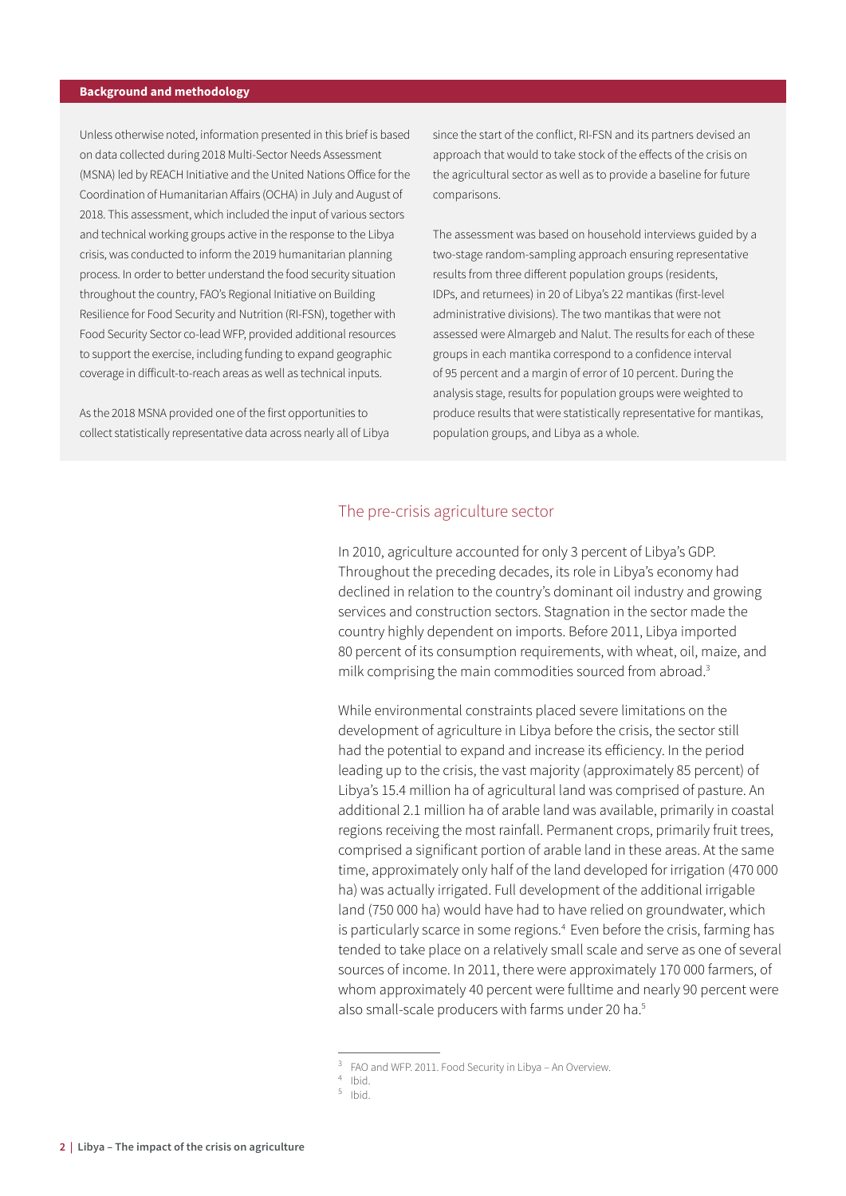## Background and methodology

Unless otherwise noted, information presented in this brief is based on data collected during 2018 Multi-Sector Needs Assessment (MSNA) led by REACH Initiative and the United Nations Office for the Coordination of Humanitarian Affairs (OCHA) in July and August of 2018. This assessment, which included the input of various sectors and technical working groups active in the response to the Libya crisis, was conducted to inform the 2019 humanitarian planning process. In order to better understand the food security situation throughout the country, FAO's Regional Initiative on Building Resilience for Food Security and Nutrition (RI-FSN), together with Food Security Sector co-lead WFP, provided additional resources to support the exercise, including funding to expand geographic coverage in difficult-to-reach areas as well as technical inputs.

As the 2018 MSNA provided one of the first opportunities to collect statistically representative data across nearly all of Libya since the start of the conflict, RI-FSN and its partners devised an approach that would to take stock of the effects of the crisis on the agricultural sector as well as to provide a baseline for future comparisons.

The assessment was based on household interviews guided by a two-stage random-sampling approach ensuring representative results from three different population groups (residents, IDPs, and returnees) in 20 of Libya's 22 mantikas (first-level administrative divisions). The two mantikas that were not assessed were Almargeb and Nalut. The results for each of these groups in each mantika correspond to a confidence interval of 95 percent and a margin of error of 10 percent. During the analysis stage, results for population groups were weighted to produce results that were statistically representative for mantikas, population groups, and Libya as a whole.

## The pre-crisis agriculture sector

In 2010, agriculture accounted for only 3 percent of Libya's GDP. Throughout the preceding decades, its role in Libya's economy had declined in relation to the country's dominant oil industry and growing services and construction sectors. Stagnation in the sector made the country highly dependent on imports. Before 2011, Libya imported 80 percent of its consumption requirements, with wheat, oil, maize, and milk comprising the main commodities sourced from abroad.[3]

While environmental constraints placed severe limitations on the development of agriculture in Libya before the crisis, the sector still had the potential to expand and increase its efficiency. In the period leading up to the crisis, the vast majority (approximately 85 percent) of Libya's 15.4 million ha of agricultural land was comprised of pasture. An additional 2.1 million ha of arable land was available, primarily in coastal regions receiving the most rainfall. Permanent crops, primarily fruit trees, comprised a significant portion of arable land in these areas. At the same time, approximately only half of the land developed for irrigation (470 000 ha) was actually irrigated. Full development of the additional irrigable land (750 000 ha) would have had to have relied on groundwater, which is particularly scarce in some regions.[4] Even before the crisis, farming has tended to take place on a relatively small scale and serve as one of several sources of income. In 2011, there were approximately 170 000 farmers, of whom approximately 40 percent were fulltime and nearly 90 percent were also small-scale producers with farms under 20 ha.[5]

---

[3] FAO and WFP. 2011. Food Security in Libya – An Overview.

[4] Ibid.

[5] Ibid.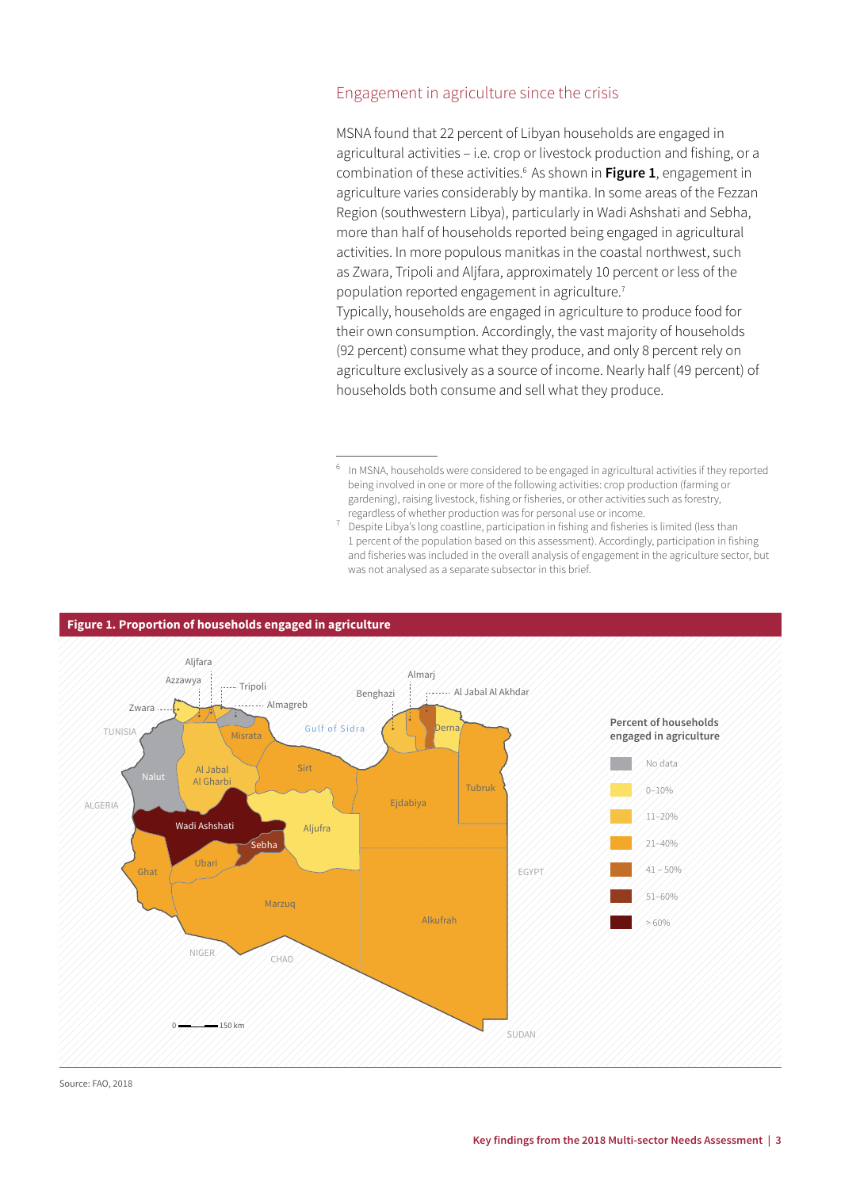## Engagement in agriculture since the crisis

MSNA found that 22 percent of Libyan households are engaged in agricultural activities – i.e. crop or livestock production and fishing, or a combination of these activities.[6] As shown in **Figure 1**, engagement in agriculture varies considerably by mantika. In some areas of the Fezzan Region (southwestern Libya), particularly in Wadi Ashshati and Sebha, more than half of households reported being engaged in agricultural activities. In more populous manitkas in the coastal northwest, such as Zwara, Tripoli and Aljfara, approximately 10 percent or less of the population reported engagement in agriculture.[7]

Typically, households are engaged in agriculture to produce food for their own consumption. Accordingly, the vast majority of households (92 percent) consume what they produce, and only 8 percent rely on agriculture exclusively as a source of income. Nearly half (49 percent) of households both consume and sell what they produce.

[6] In MSNA, households were considered to be engaged in agricultural activities if they reported being involved in one or more of the following activities: crop production (farming or gardening), raising livestock, fishing or fisheries, or other activities such as forestry, regardless of whether production was for personal use or income.

[7] Despite Libya's long coastline, participation in fishing and fisheries is limited (less than 1 percent of the population based on this assessment). Accordingly, participation in fishing and fisheries was included in the overall analysis of engagement in the agriculture sector, but was not analysed as a separate subsector in this brief.

**Figure 1. Proportion of households engaged in agriculture**

Source: FAO, 2018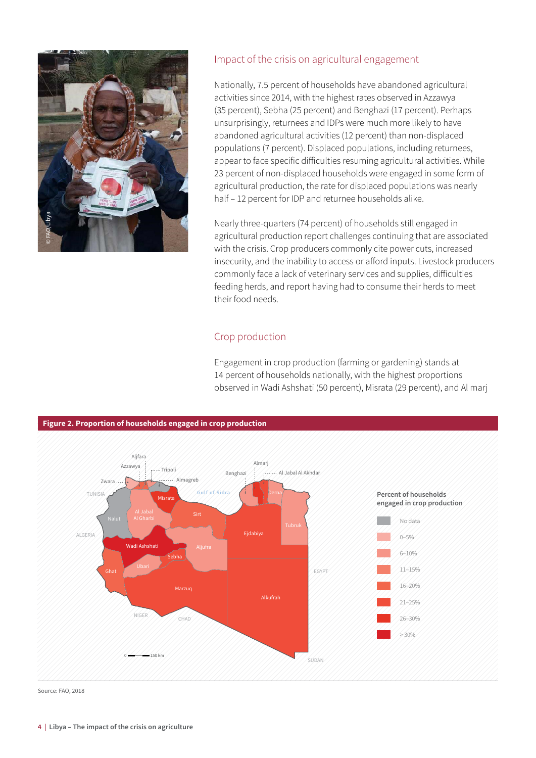## Impact of the crisis on agricultural engagement

Nationally, 7.5 percent of households have abandoned agricultural activities since 2014, with the highest rates observed in Azzawya (35 percent), Sebha (25 percent) and Benghazi (17 percent). Perhaps unsurprisingly, returnees and IDPs were much more likely to have abandoned agricultural activities (12 percent) than non-displaced populations (7 percent). Displaced populations, including returnees, appear to face specific difficulties resuming agricultural activities. While 23 percent of non-displaced households were engaged in some form of agricultural production, the rate for displaced populations was nearly half – 12 percent for IDP and returnee households alike.

Nearly three-quarters (74 percent) of households still engaged in agricultural production report challenges continuing that are associated with the crisis. Crop producers commonly cite power cuts, increased insecurity, and the inability to access or afford inputs. Livestock producers commonly face a lack of veterinary services and supplies, difficulties feeding herds, and report having had to consume their herds to meet their food needs.

## Crop production

Engagement in crop production (farming or gardening) stands at 14 percent of households nationally, with the highest proportions observed in Wadi Ashshati (50 percent), Misrata (29 percent), and Al marj

**Figure 2. Proportion of households engaged in crop production**

Source: FAO, 2018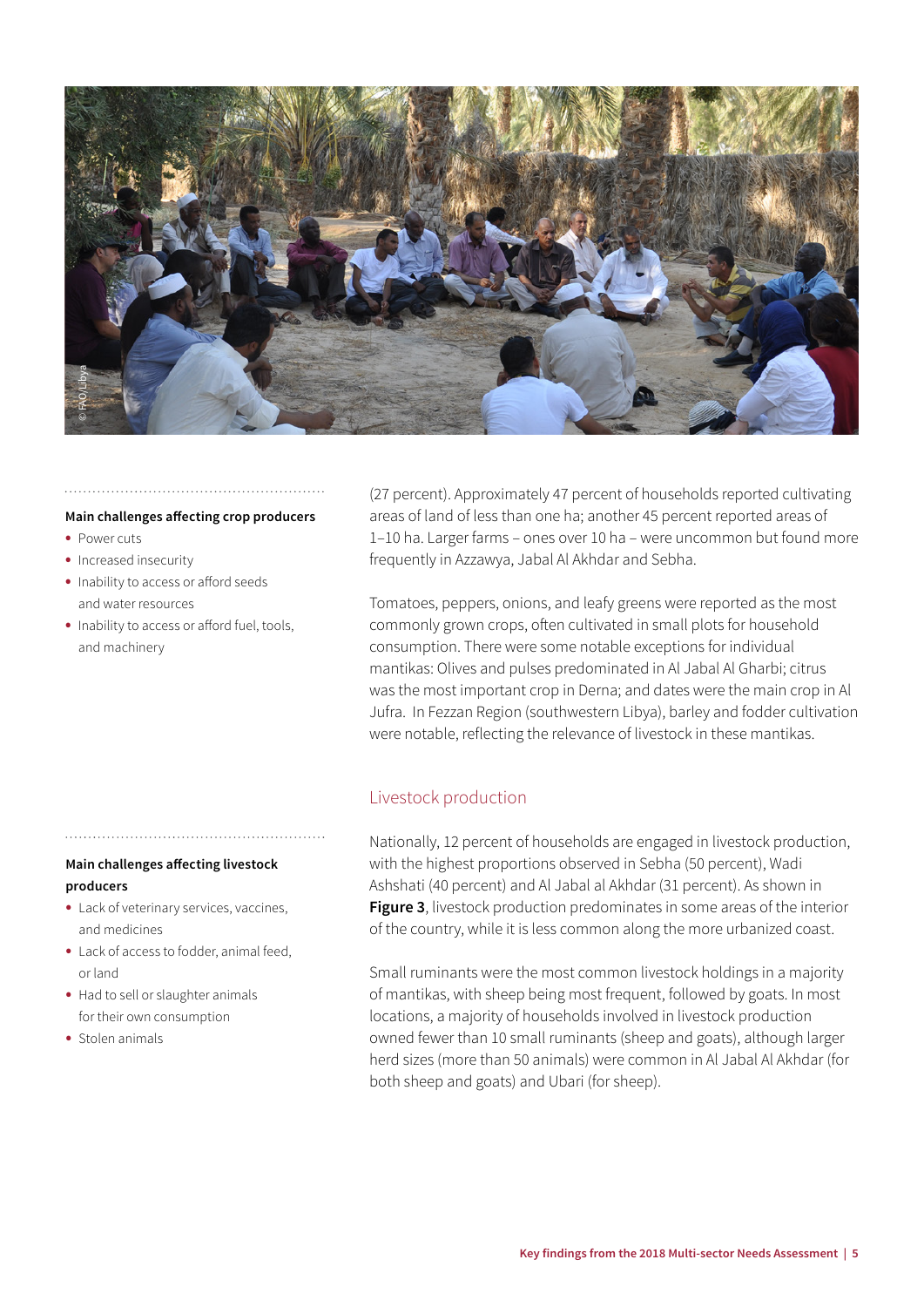(27 percent). Approximately 47 percent of households reported cultivating areas of land of less than one ha; another 45 percent reported areas of 1–10 ha. Larger farms – ones over 10 ha – were uncommon but found more frequently in Azzawya, Jabal Al Akhdar and Sebha.

Tomatoes, peppers, onions, and leafy greens were reported as the most commonly grown crops, often cultivated in small plots for household consumption. There were some notable exceptions for individual mantikas: Olives and pulses predominated in Al Jabal Al Gharbi; citrus was the most important crop in Derna; and dates were the main crop in Al Jufra. In Fezzan Region (southwestern Libya), barley and fodder cultivation were notable, reflecting the relevance of livestock in these mantikas.

**Main challenges affecting crop producers**

- Power cuts
- Increased insecurity
- Inability to access or afford seeds and water resources
- Inability to access or afford fuel, tools, and machinery

## Livestock production

Nationally, 12 percent of households are engaged in livestock production, with the highest proportions observed in Sebha (50 percent), Wadi Ashshati (40 percent) and Al Jabal al Akhdar (31 percent). As shown in **Figure 3**, livestock production predominates in some areas of the interior of the country, while it is less common along the more urbanized coast.

Small ruminants were the most common livestock holdings in a majority of mantikas, with sheep being most frequent, followed by goats. In most locations, a majority of households involved in livestock production owned fewer than 10 small ruminants (sheep and goats), although larger herd sizes (more than 50 animals) were common in Al Jabal Al Akhdar (for both sheep and goats) and Ubari (for sheep).

**Main challenges affecting livestock producers**

- Lack of veterinary services, vaccines, and medicines
- Lack of access to fodder, animal feed, or land
- Had to sell or slaughter animals for their own consumption
- Stolen animals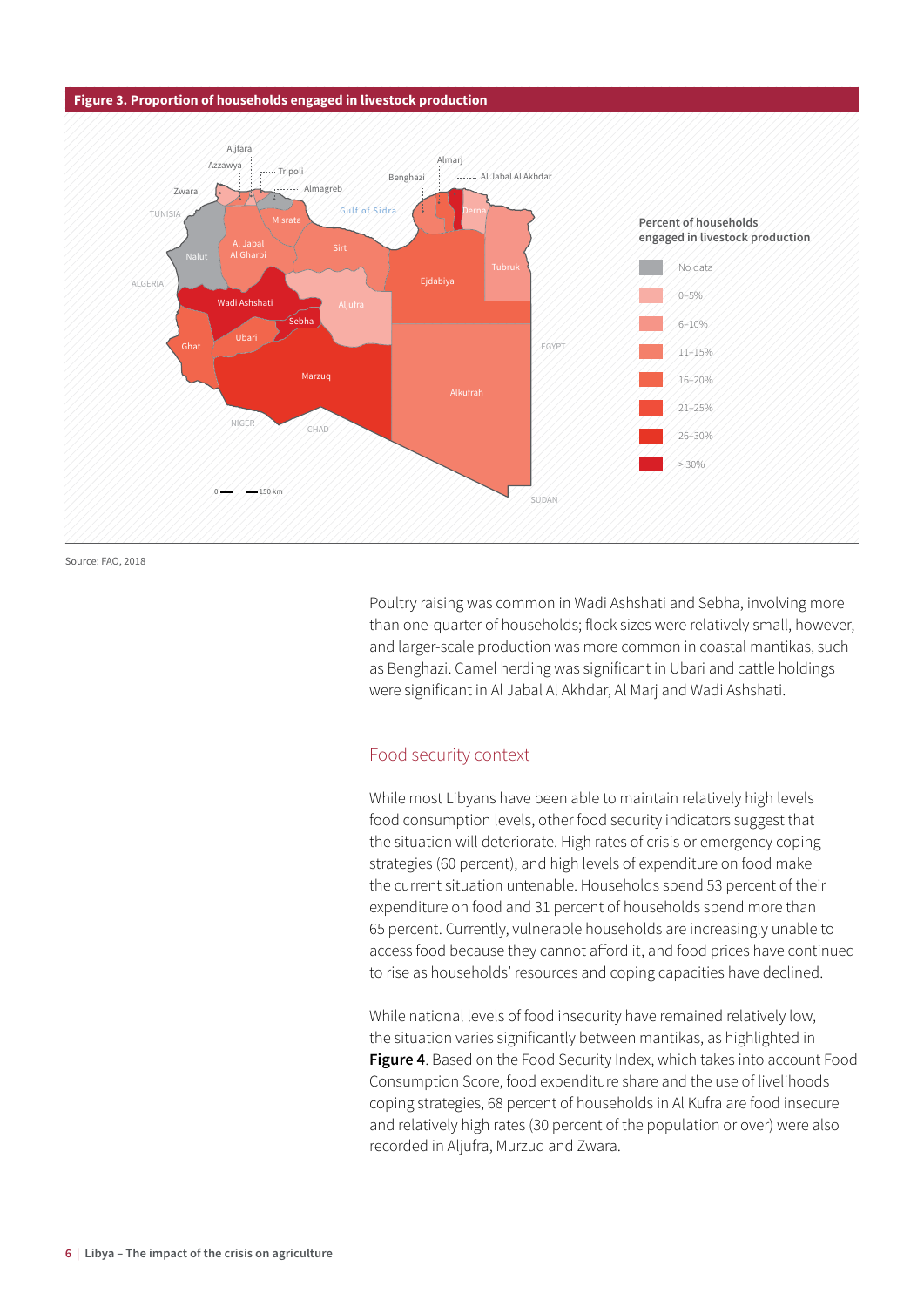**Figure 3. Proportion of households engaged in livestock production**

Source: FAO, 2018

Poultry raising was common in Wadi Ashshati and Sebha, involving more than one-quarter of households; flock sizes were relatively small, however, and larger-scale production was more common in coastal mantikas, such as Benghazi. Camel herding was significant in Ubari and cattle holdings were significant in Al Jabal Al Akhdar, Al Marj and Wadi Ashshati.

## Food security context

While most Libyans have been able to maintain relatively high levels food consumption levels, other food security indicators suggest that the situation will deteriorate. High rates of crisis or emergency coping strategies (60 percent), and high levels of expenditure on food make the current situation untenable. Households spend 53 percent of their expenditure on food and 31 percent of households spend more than 65 percent. Currently, vulnerable households are increasingly unable to access food because they cannot afford it, and food prices have continued to rise as households' resources and coping capacities have declined.

While national levels of food insecurity have remained relatively low, the situation varies significantly between mantikas, as highlighted in **Figure 4**. Based on the Food Security Index, which takes into account Food Consumption Score, food expenditure share and the use of livelihoods coping strategies, 68 percent of households in Al Kufra are food insecure and relatively high rates (30 percent of the population or over) were also recorded in Aljufra, Murzuq and Zwara.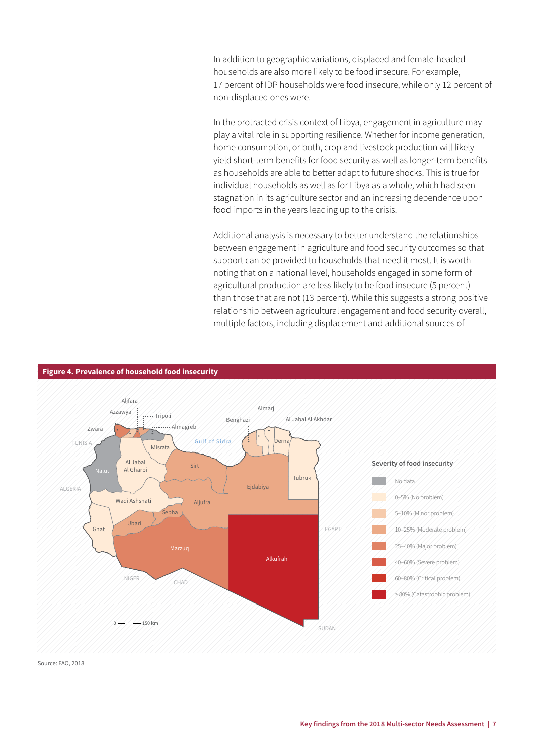In addition to geographic variations, displaced and female-headed households are also more likely to be food insecure. For example, 17 percent of IDP households were food insecure, while only 12 percent of non-displaced ones were.

In the protracted crisis context of Libya, engagement in agriculture may play a vital role in supporting resilience. Whether for income generation, home consumption, or both, crop and livestock production will likely yield short-term benefits for food security as well as longer-term benefits as households are able to better adapt to future shocks. This is true for individual households as well as for Libya as a whole, which had seen stagnation in its agriculture sector and an increasing dependence upon food imports in the years leading up to the crisis.

Additional analysis is necessary to better understand the relationships between engagement in agriculture and food security outcomes so that support can be provided to households that need it most. It is worth noting that on a national level, households engaged in some form of agricultural production are less likely to be food insecure (5 percent) than those that are not (13 percent). While this suggests a strong positive relationship between agricultural engagement and food security overall, multiple factors, including displacement and additional sources of

**Figure 4. Prevalence of household food insecurity**

Severity of food insecurity

- No data
- 0–5% (No problem)
- 5–10% (Minor problem)
- 10–25% (Moderate problem)
- 25–40% (Major problem)
- 40–60% (Severe problem)
- 60–80% (Critical problem)
- > 80% (Catastrophic problem)

Source: FAO, 2018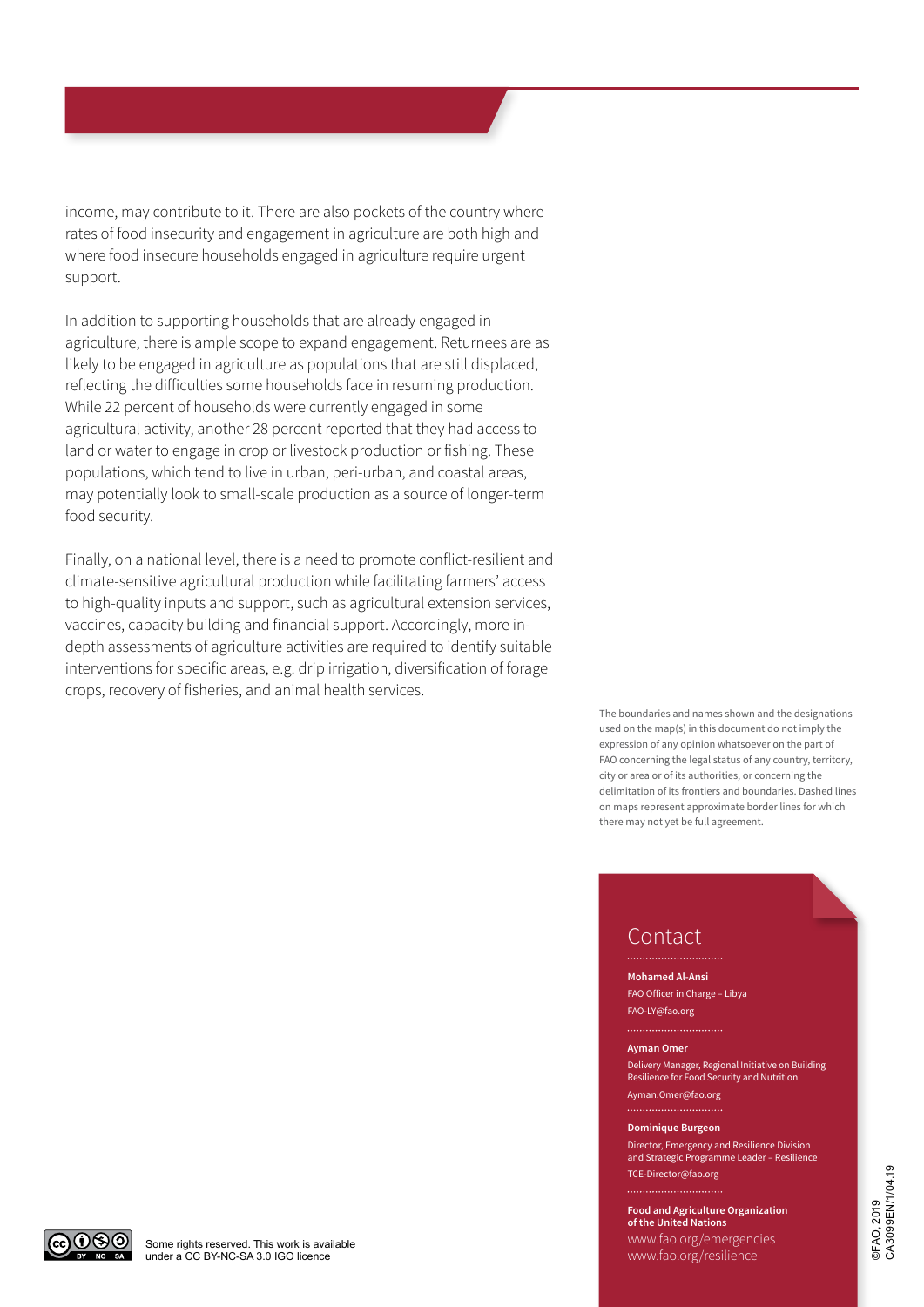income, may contribute to it. There are also pockets of the country where rates of food insecurity and engagement in agriculture are both high and where food insecure households engaged in agriculture require urgent support.

In addition to supporting households that are already engaged in agriculture, there is ample scope to expand engagement. Returnees are as likely to be engaged in agriculture as populations that are still displaced, reflecting the difficulties some households face in resuming production. While 22 percent of households were currently engaged in some agricultural activity, another 28 percent reported that they had access to land or water to engage in crop or livestock production or fishing. These populations, which tend to live in urban, peri-urban, and coastal areas, may potentially look to small-scale production as a source of longer-term food security.

Finally, on a national level, there is a need to promote conflict-resilient and climate-sensitive agricultural production while facilitating farmers' access to high-quality inputs and support, such as agricultural extension services, vaccines, capacity building and financial support. Accordingly, more in-depth assessments of agriculture activities are required to identify suitable interventions for specific areas, e.g. drip irrigation, diversification of forage crops, recovery of fisheries, and animal health services.

The boundaries and names shown and the designations used on the map(s) in this document do not imply the expression of any opinion whatsoever on the part of FAO concerning the legal status of any country, territory, city or area or of its authorities, or concerning the delimitation of its frontiers and boundaries. Dashed lines on maps represent approximate border lines for which there may not yet be full agreement.

## Contact

**Mohamed Al-Ansi**
FAO Officer in Charge – Libya
FAO-LY@fao.org

**Ayman Omer**
Delivery Manager, Regional Initiative on Building Resilience for Food Security and Nutrition
Ayman.Omer@fao.org

**Dominique Burgeon**
Director, Emergency and Resilience Division and Strategic Programme Leader – Resilience
TCE-Director@fao.org

**Food and Agriculture Organization of the United Nations**
www.fao.org/emergencies
www.fao.org/resilience

Some rights reserved. This work is available under a CC BY-NC-SA 3.0 IGO licence

©FAO, 2019
CA3099EN/1/04.19